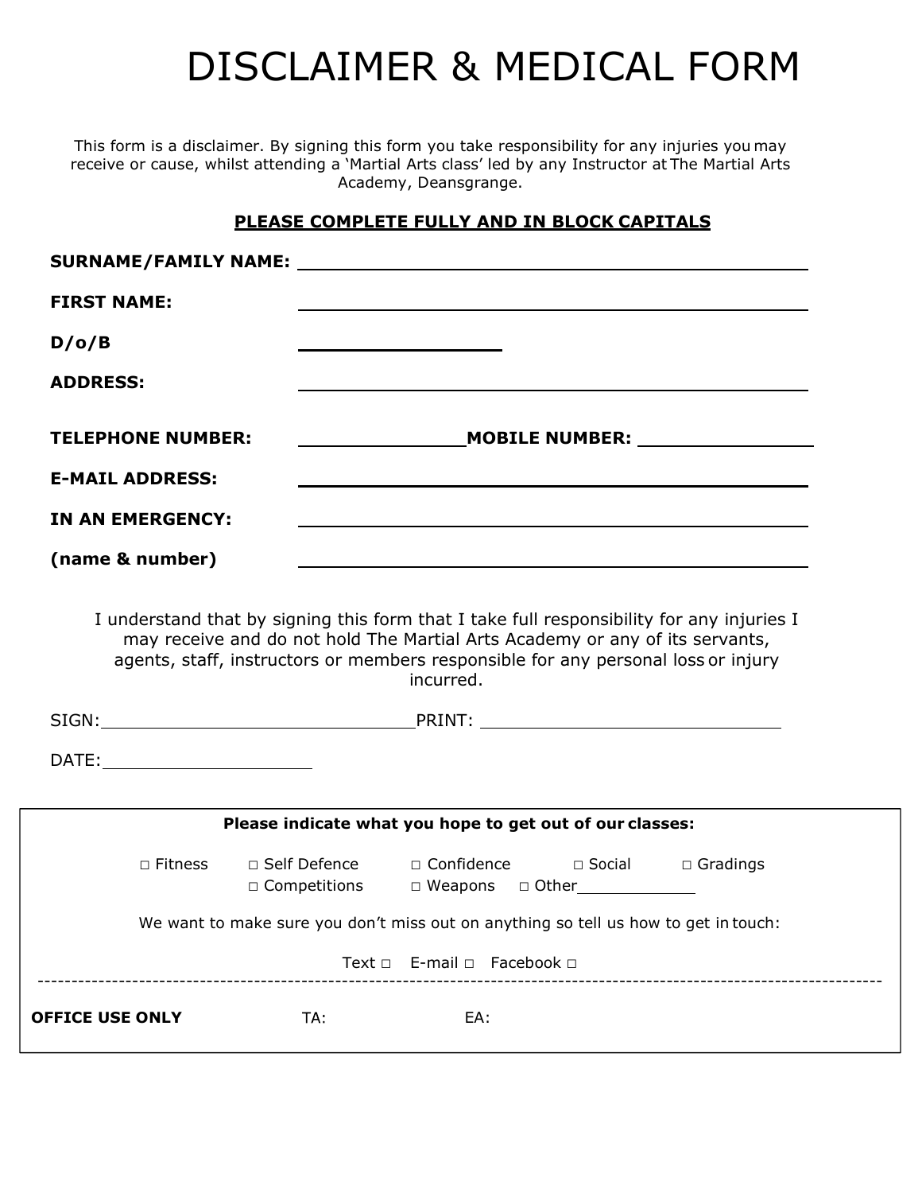# DISCLAIMER & MEDICAL FORM

This form is a disclaimer. By signing this form you take responsibility for any injuries you may receive or cause, whilst attending a 'Martial Arts class' led by any Instructor at The Martial Arts Academy, Deansgrange.

**PLEASE COMPLETE FULLY AND IN BLOCK CAPITALS**

**SURNAME/FAMILY NAME:** ________________________________________________

**FIRST NAME:** ________________________________________________

**D/o/B** ____________________

**ADDRESS:** ________________________________________________

**TELEPHONE NUMBER:** ________________ **MOBILE NUMBER:** ________________

**E-MAIL ADDRESS:** ________________________________________________

**IN AN EMERGENCY:** ________________________________________________

**(name & number)** ________________________________________________

I understand that by signing this form that I take full responsibility for any injuries I may receive and do not hold The Martial Arts Academy or any of its servants, agents, staff, instructors or members responsible for any personal loss or injury incurred.

SIGN: ______________________________ PRINT: ______________________________

DATE: ____________________

**Please indicate what you hope to get out of our classes:**

□ Fitness □ Self Defence □ Confidence □ Social □ Gradings
□ Competitions □ Weapons □ Other____________

We want to make sure you don't miss out on anything so tell us how to get in touch:

Text □ E-mail □ Facebook □

---

**OFFICE USE ONLY** TA: EA: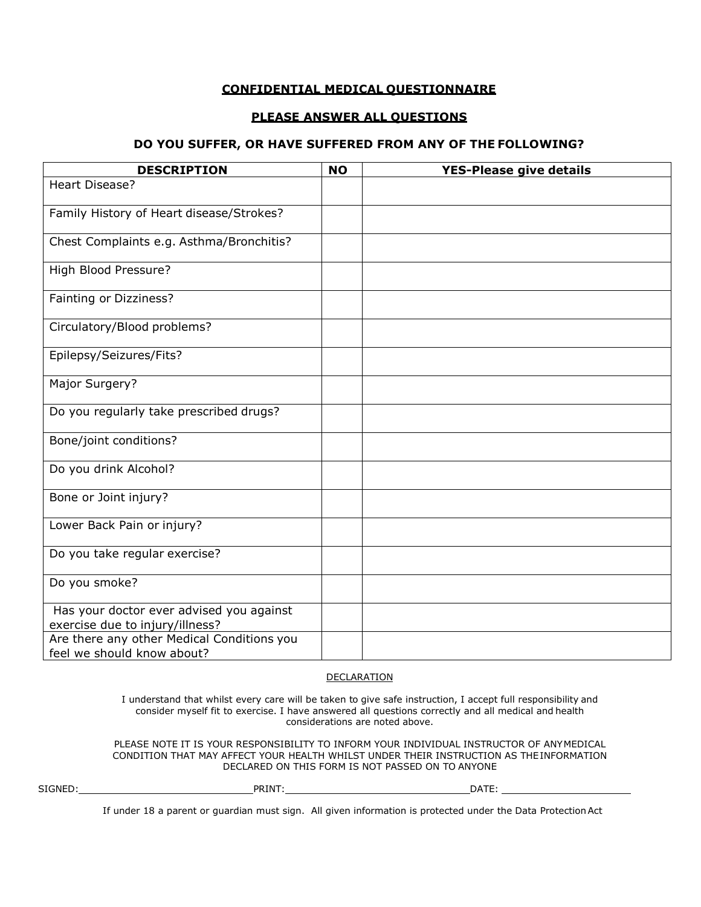**CONFIDENTIAL MEDICAL QUESTIONNAIRE**

**PLEASE ANSWER ALL QUESTIONS**

**DO YOU SUFFER, OR HAVE SUFFERED FROM ANY OF THE FOLLOWING?**

| DESCRIPTION | NO | YES-Please give details |
|---|---|---|
| Heart Disease? | | |
| Family History of Heart disease/Strokes? | | |
| Chest Complaints e.g. Asthma/Bronchitis? | | |
| High Blood Pressure? | | |
| Fainting or Dizziness? | | |
| Circulatory/Blood problems? | | |
| Epilepsy/Seizures/Fits? | | |
| Major Surgery? | | |
| Do you regularly take prescribed drugs? | | |
| Bone/joint conditions? | | |
| Do you drink Alcohol? | | |
| Bone or Joint injury? | | |
| Lower Back Pain or injury? | | |
| Do you take regular exercise? | | |
| Do you smoke? | | |
| Has your doctor ever advised you against exercise due to injury/illness? | | |
| Are there any other Medical Conditions you feel we should know about? | | |

DECLARATION

I understand that whilst every care will be taken to give safe instruction, I accept full responsibility and consider myself fit to exercise. I have answered all questions correctly and all medical and health considerations are noted above.

PLEASE NOTE IT IS YOUR RESPONSIBILITY TO INFORM YOUR INDIVIDUAL INSTRUCTOR OF ANY MEDICAL CONDITION THAT MAY AFFECT YOUR HEALTH WHILST UNDER THEIR INSTRUCTION AS THE INFORMATION DECLARED ON THIS FORM IS NOT PASSED ON TO ANYONE

SIGNED:______________________________ PRINT:_______________________________ DATE: ______________________

If under 18 a parent or guardian must sign. All given information is protected under the Data Protection Act